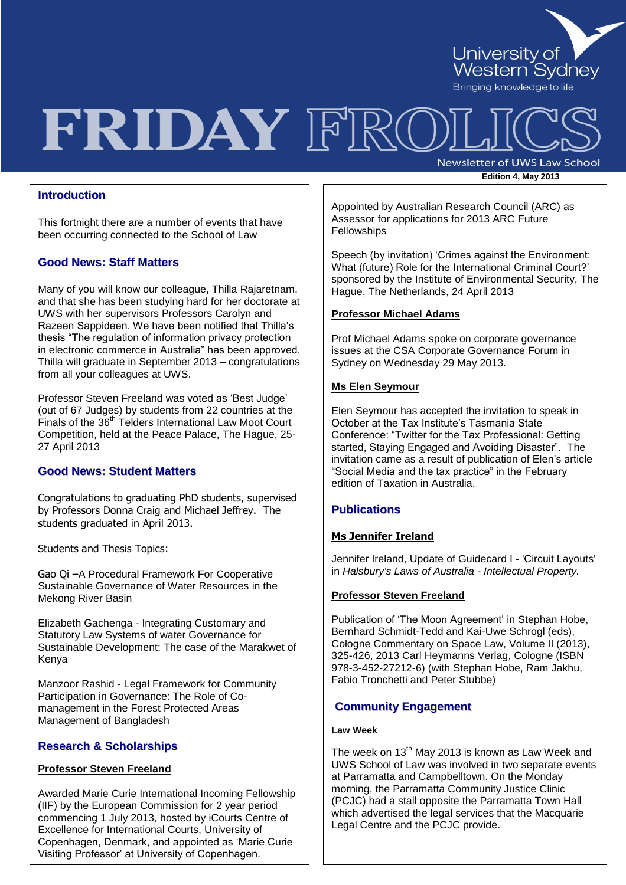University of Western Sydney

Bringing knowledge to life

# FRIDAY FROLICS

Newsletter of UWS Law School

**Edition 4, May 2013**

## Introduction

This fortnight there are a number of events that have been occurring connected to the School of Law

## Good News: Staff Matters

Many of you will know our colleague, Thilla Rajaretnam, and that she has been studying hard for her doctorate at UWS with her supervisors Professors Carolyn and Razeen Sappideen. We have been notified that Thilla's thesis "The regulation of information privacy protection in electronic commerce in Australia" has been approved. Thilla will graduate in September 2013 – congratulations from all your colleagues at UWS.

Professor Steven Freeland was voted as 'Best Judge' (out of 67 Judges) by students from 22 countries at the Finals of the 36th Telders International Law Moot Court Competition, held at the Peace Palace, The Hague, 25-27 April 2013

## Good News: Student Matters

Congratulations to graduating PhD students, supervised by Professors Donna Craig and Michael Jeffrey. The students graduated in April 2013.

Students and Thesis Topics:

Gao Qi –A Procedural Framework For Cooperative Sustainable Governance of Water Resources in the Mekong River Basin

Elizabeth Gachenga - Integrating Customary and Statutory Law Systems of water Governance for Sustainable Development: The case of the Marakwet of Kenya

Manzoor Rashid - Legal Framework for Community Participation in Governance: The Role of Co-management in the Forest Protected Areas Management of Bangladesh

## Research & Scholarships

**Professor Steven Freeland**

Awarded Marie Curie International Incoming Fellowship (IIF) by the European Commission for 2 year period commencing 1 July 2013, hosted by iCourts Centre of Excellence for International Courts, University of Copenhagen, Denmark, and appointed as 'Marie Curie Visiting Professor' at University of Copenhagen.

Appointed by Australian Research Council (ARC) as Assessor for applications for 2013 ARC Future Fellowships

Speech (by invitation) 'Crimes against the Environment: What (future) Role for the International Criminal Court?' sponsored by the Institute of Environmental Security, The Hague, The Netherlands, 24 April 2013

**Professor Michael Adams**

Prof Michael Adams spoke on corporate governance issues at the CSA Corporate Governance Forum in Sydney on Wednesday 29 May 2013.

**Ms Elen Seymour**

Elen Seymour has accepted the invitation to speak in October at the Tax Institute's Tasmania State Conference: "Twitter for the Tax Professional: Getting started, Staying Engaged and Avoiding Disaster". The invitation came as a result of publication of Elen's article "Social Media and the tax practice" in the February edition of Taxation in Australia.

## Publications

**Ms Jennifer Ireland**

Jennifer Ireland, Update of Guidecard I - 'Circuit Layouts' in *Halsbury's Laws of Australia - Intellectual Property.*

**Professor Steven Freeland**

Publication of 'The Moon Agreement' in Stephan Hobe, Bernhard Schmidt-Tedd and Kai-Uwe Schrogl (eds), Cologne Commentary on Space Law, Volume II (2013), 325-426, 2013 Carl Heymanns Verlag, Cologne (ISBN 978-3-452-27212-6) (with Stephan Hobe, Ram Jakhu, Fabio Tronchetti and Peter Stubbe)

## Community Engagement

**Law Week**

The week on 13th May 2013 is known as Law Week and UWS School of Law was involved in two separate events at Parramatta and Campbelltown. On the Monday morning, the Parramatta Community Justice Clinic (PCJC) had a stall opposite the Parramatta Town Hall which advertised the legal services that the Macquarie Legal Centre and the PCJC provide.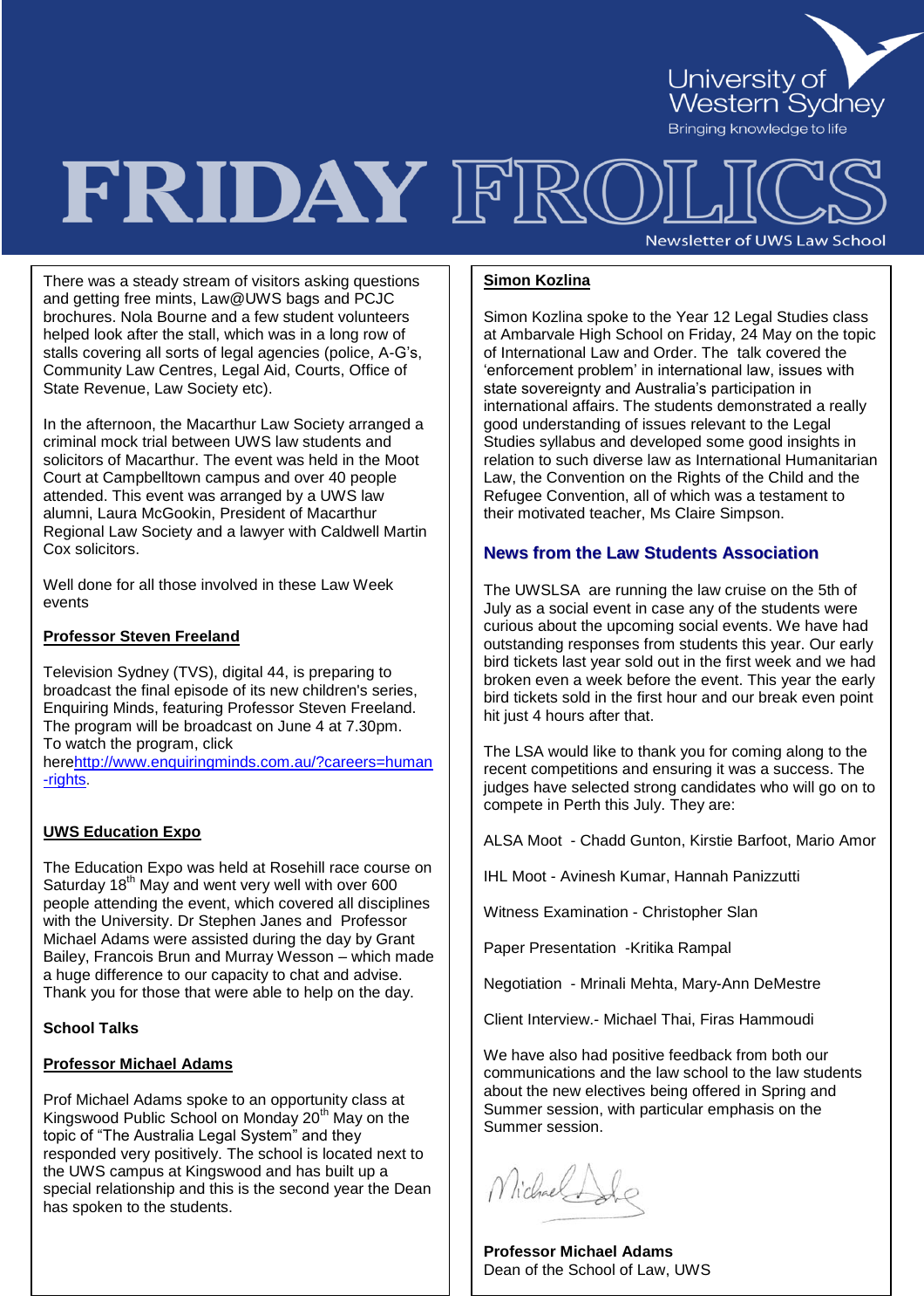# FRIDAY FROLICS

Newsletter of UWS Law School

University of Western Sydney
Bringing knowledge to life

There was a steady stream of visitors asking questions and getting free mints, Law@UWS bags and PCJC brochures. Nola Bourne and a few student volunteers helped look after the stall, which was in a long row of stalls covering all sorts of legal agencies (police, A-G's, Community Law Centres, Legal Aid, Courts, Office of State Revenue, Law Society etc).

In the afternoon, the Macarthur Law Society arranged a criminal mock trial between UWS law students and solicitors of Macarthur. The event was held in the Moot Court at Campbelltown campus and over 40 people attended. This event was arranged by a UWS law alumni, Laura McGookin, President of Macarthur Regional Law Society and a lawyer with Caldwell Martin Cox solicitors.

Well done for all those involved in these Law Week events

**Professor Steven Freeland**

Television Sydney (TVS), digital 44, is preparing to broadcast the final episode of its new children's series, Enquiring Minds, featuring Professor Steven Freeland. The program will be broadcast on June 4 at 7.30pm. To watch the program, click herehttp://www.enquiringminds.com.au/?careers=human-rights.

**UWS Education Expo**

The Education Expo was held at Rosehill race course on Saturday 18th May and went very well with over 600 people attending the event, which covered all disciplines with the University. Dr Stephen Janes and Professor Michael Adams were assisted during the day by Grant Bailey, Francois Brun and Murray Wesson – which made a huge difference to our capacity to chat and advise. Thank you for those that were able to help on the day.

**School Talks**

**Professor Michael Adams**

Prof Michael Adams spoke to an opportunity class at Kingswood Public School on Monday 20th May on the topic of "The Australia Legal System" and they responded very positively. The school is located next to the UWS campus at Kingswood and has built up a special relationship and this is the second year the Dean has spoken to the students.

**Simon Kozlina**

Simon Kozlina spoke to the Year 12 Legal Studies class at Ambarvale High School on Friday, 24 May on the topic of International Law and Order. The talk covered the 'enforcement problem' in international law, issues with state sovereignty and Australia's participation in international affairs. The students demonstrated a really good understanding of issues relevant to the Legal Studies syllabus and developed some good insights in relation to such diverse law as International Humanitarian Law, the Convention on the Rights of the Child and the Refugee Convention, all of which was a testament to their motivated teacher, Ms Claire Simpson.

## News from the Law Students Association

The UWSLSA are running the law cruise on the 5th of July as a social event in case any of the students were curious about the upcoming social events. We have had outstanding responses from students this year. Our early bird tickets last year sold out in the first week and we had broken even a week before the event. This year the early bird tickets sold in the first hour and our break even point hit just 4 hours after that.

The LSA would like to thank you for coming along to the recent competitions and ensuring it was a success. The judges have selected strong candidates who will go on to compete in Perth this July. They are:

ALSA Moot - Chadd Gunton, Kirstie Barfoot, Mario Amor

IHL Moot - Avinesh Kumar, Hannah Panizzutti

Witness Examination - Christopher Slan

Paper Presentation -Kritika Rampal

Negotiation - Mrinali Mehta, Mary-Ann DeMestre

Client Interview.- Michael Thai, Firas Hammoudi

We have also had positive feedback from both our communications and the law school to the law students about the new electives being offered in Spring and Summer session, with particular emphasis on the Summer session.

**Professor Michael Adams**
Dean of the School of Law, UWS